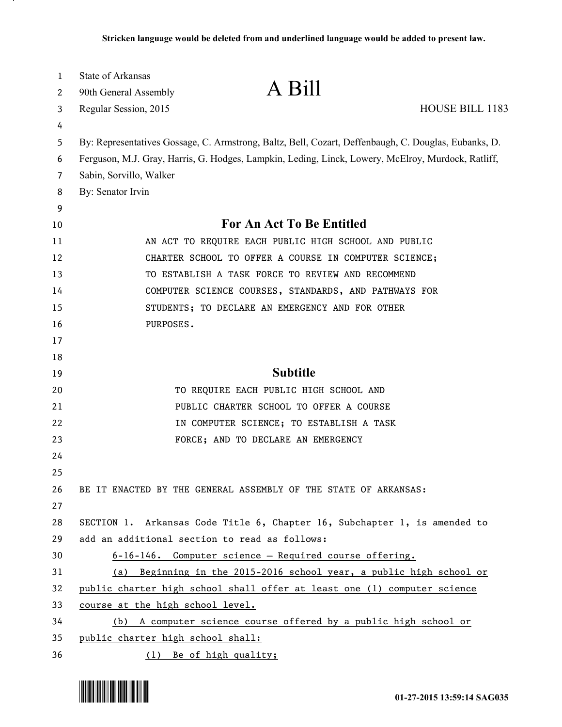**Stricken language would be deleted from and underlined language would be added to present law.**

State of Arkansas
90th General Assembly
Regular Session, 2015

# A Bill

HOUSE BILL 1183

By: Representatives Gossage, C. Armstrong, Baltz, Bell, Cozart, Deffenbaugh, C. Douglas, Eubanks, D. Ferguson, M.J. Gray, Harris, G. Hodges, Lampkin, Leding, Linck, Lowery, McElroy, Murdock, Ratliff, Sabin, Sorvillo, Walker

By: Senator Irvin

## For An Act To Be Entitled

AN ACT TO REQUIRE EACH PUBLIC HIGH SCHOOL AND PUBLIC CHARTER SCHOOL TO OFFER A COURSE IN COMPUTER SCIENCE; TO ESTABLISH A TASK FORCE TO REVIEW AND RECOMMEND COMPUTER SCIENCE COURSES, STANDARDS, AND PATHWAYS FOR STUDENTS; TO DECLARE AN EMERGENCY AND FOR OTHER PURPOSES.

## Subtitle

TO REQUIRE EACH PUBLIC HIGH SCHOOL AND PUBLIC CHARTER SCHOOL TO OFFER A COURSE IN COMPUTER SCIENCE; TO ESTABLISH A TASK FORCE; AND TO DECLARE AN EMERGENCY

BE IT ENACTED BY THE GENERAL ASSEMBLY OF THE STATE OF ARKANSAS:

SECTION 1. Arkansas Code Title 6, Chapter 16, Subchapter 1, is amended to add an additional section to read as follows:

<u>6-16-146. Computer science — Required course offering.</u>

<u>(a) Beginning in the 2015-2016 school year, a public high school or public charter high school shall offer at least one (1) computer science course at the high school level.</u>

<u>(b) A computer science course offered by a public high school or public charter high school shall:</u>

<u>(1) Be of high quality;</u>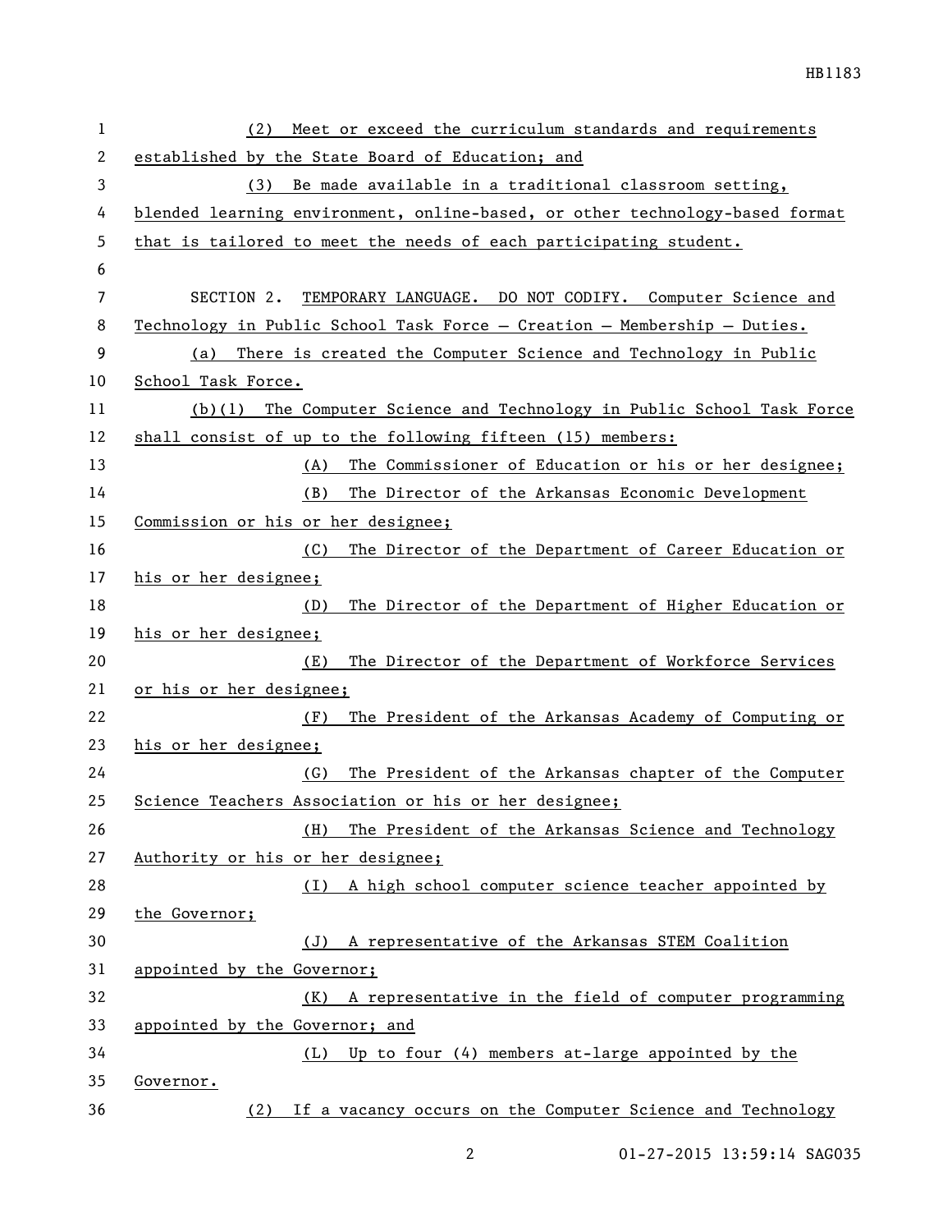(2) Meet or exceed the curriculum standards and requirements established by the State Board of Education; and

(3) Be made available in a traditional classroom setting, blended learning environment, online-based, or other technology-based format that is tailored to meet the needs of each participating student.

SECTION 2. TEMPORARY LANGUAGE. DO NOT CODIFY. Computer Science and Technology in Public School Task Force – Creation – Membership – Duties.

(a) There is created the Computer Science and Technology in Public School Task Force.

(b)(1) The Computer Science and Technology in Public School Task Force shall consist of up to the following fifteen (15) members:

(A) The Commissioner of Education or his or her designee;

(B) The Director of the Arkansas Economic Development Commission or his or her designee;

(C) The Director of the Department of Career Education or his or her designee;

(D) The Director of the Department of Higher Education or his or her designee;

(E) The Director of the Department of Workforce Services or his or her designee;

(F) The President of the Arkansas Academy of Computing or his or her designee;

(G) The President of the Arkansas chapter of the Computer Science Teachers Association or his or her designee;

(H) The President of the Arkansas Science and Technology Authority or his or her designee;

(I) A high school computer science teacher appointed by the Governor;

(J) A representative of the Arkansas STEM Coalition appointed by the Governor;

(K) A representative in the field of computer programming appointed by the Governor; and

(L) Up to four (4) members at-large appointed by the Governor.

(2) If a vacancy occurs on the Computer Science and Technology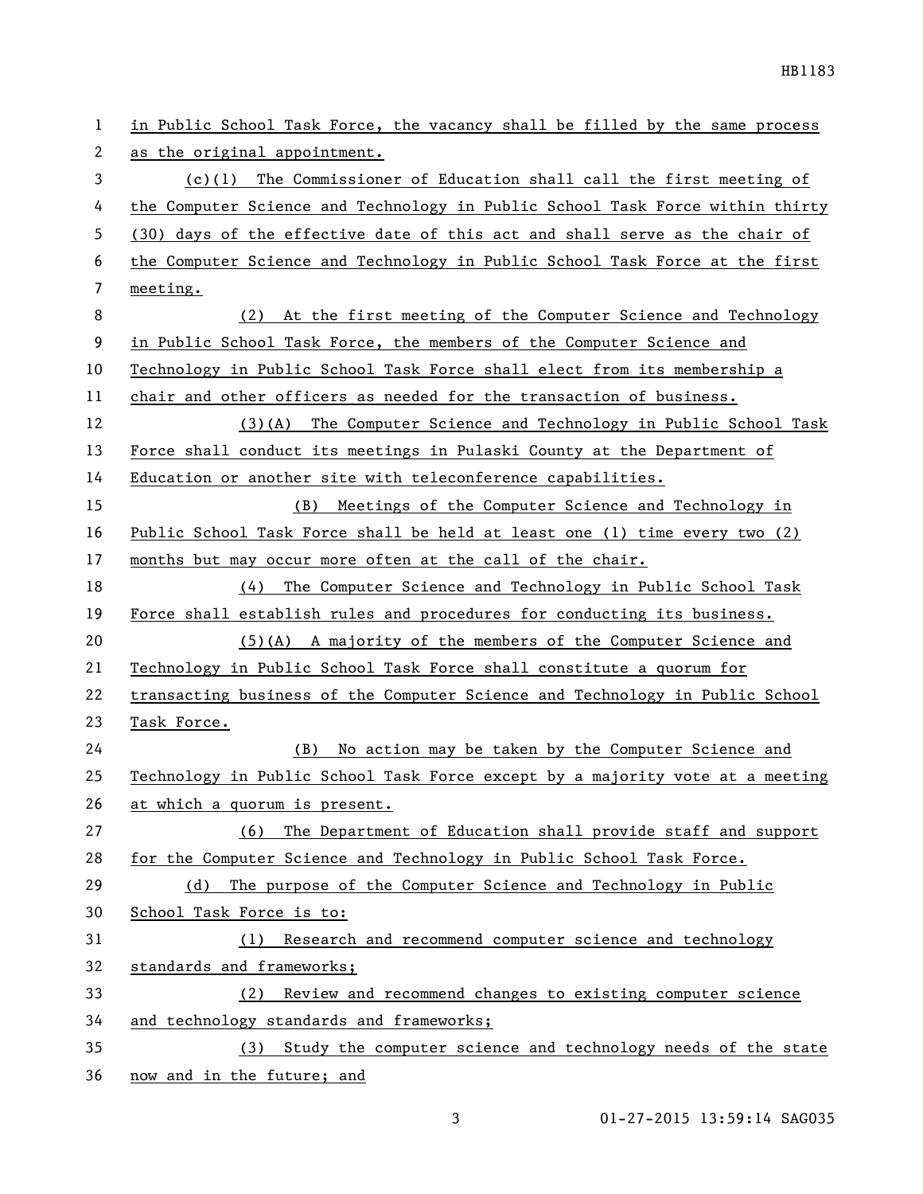in Public School Task Force, the vacancy shall be filled by the same process as the original appointment.

(c)(1) The Commissioner of Education shall call the first meeting of the Computer Science and Technology in Public School Task Force within thirty (30) days of the effective date of this act and shall serve as the chair of the Computer Science and Technology in Public School Task Force at the first meeting.

(2) At the first meeting of the Computer Science and Technology in Public School Task Force, the members of the Computer Science and Technology in Public School Task Force shall elect from its membership a chair and other officers as needed for the transaction of business.

(3)(A) The Computer Science and Technology in Public School Task Force shall conduct its meetings in Pulaski County at the Department of Education or another site with teleconference capabilities.

(B) Meetings of the Computer Science and Technology in Public School Task Force shall be held at least one (1) time every two (2) months but may occur more often at the call of the chair.

(4) The Computer Science and Technology in Public School Task Force shall establish rules and procedures for conducting its business.

(5)(A) A majority of the members of the Computer Science and Technology in Public School Task Force shall constitute a quorum for transacting business of the Computer Science and Technology in Public School Task Force.

(B) No action may be taken by the Computer Science and Technology in Public School Task Force except by a majority vote at a meeting at which a quorum is present.

(6) The Department of Education shall provide staff and support for the Computer Science and Technology in Public School Task Force.

(d) The purpose of the Computer Science and Technology in Public School Task Force is to:

(1) Research and recommend computer science and technology standards and frameworks;

(2) Review and recommend changes to existing computer science and technology standards and frameworks;

(3) Study the computer science and technology needs of the state now and in the future; and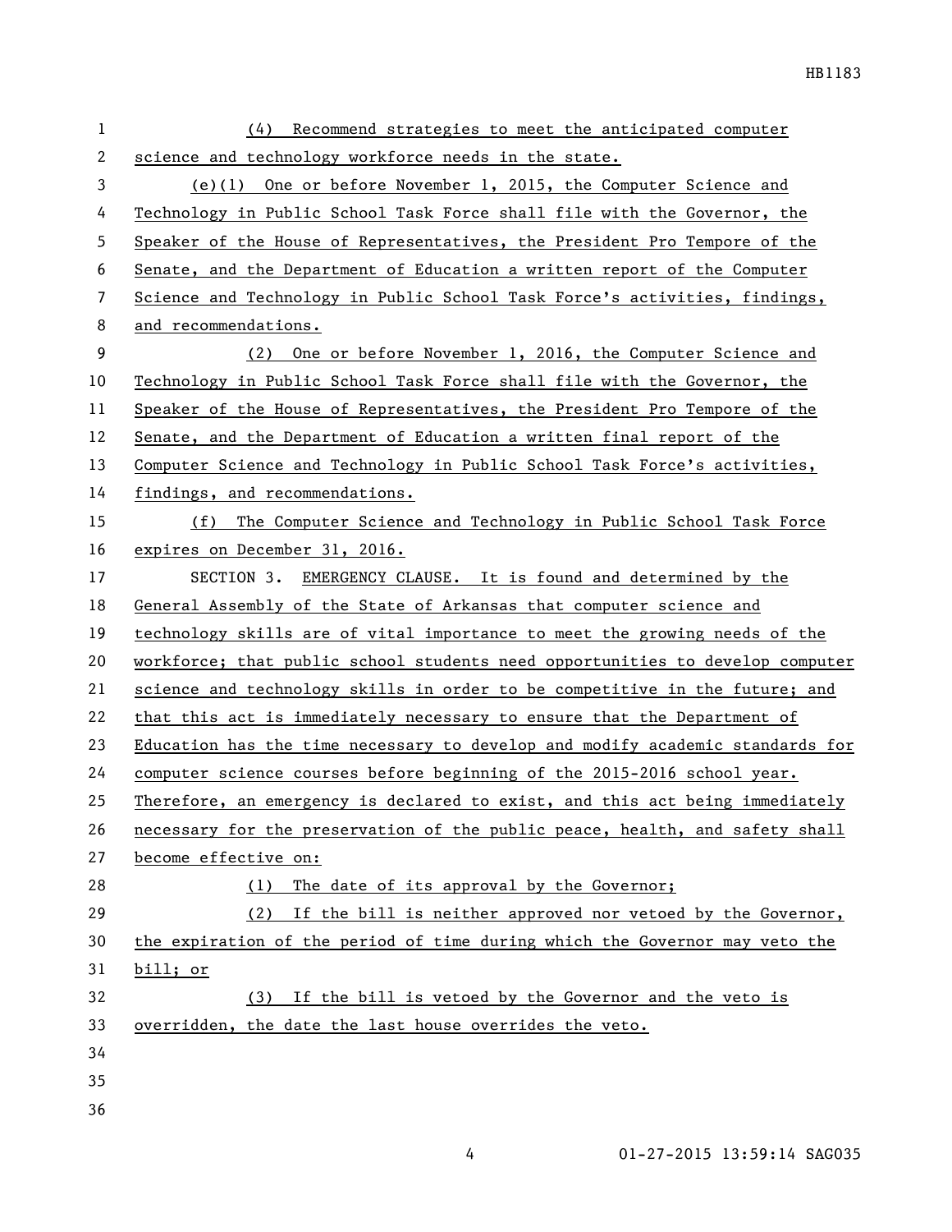(4) Recommend strategies to meet the anticipated computer science and technology workforce needs in the state.

(e)(1) One or before November 1, 2015, the Computer Science and Technology in Public School Task Force shall file with the Governor, the Speaker of the House of Representatives, the President Pro Tempore of the Senate, and the Department of Education a written report of the Computer Science and Technology in Public School Task Force's activities, findings, and recommendations.

(2) One or before November 1, 2016, the Computer Science and Technology in Public School Task Force shall file with the Governor, the Speaker of the House of Representatives, the President Pro Tempore of the Senate, and the Department of Education a written final report of the Computer Science and Technology in Public School Task Force's activities, findings, and recommendations.

(f) The Computer Science and Technology in Public School Task Force expires on December 31, 2016.

SECTION 3. EMERGENCY CLAUSE. It is found and determined by the General Assembly of the State of Arkansas that computer science and technology skills are of vital importance to meet the growing needs of the workforce; that public school students need opportunities to develop computer science and technology skills in order to be competitive in the future; and that this act is immediately necessary to ensure that the Department of Education has the time necessary to develop and modify academic standards for computer science courses before beginning of the 2015-2016 school year. Therefore, an emergency is declared to exist, and this act being immediately necessary for the preservation of the public peace, health, and safety shall become effective on:

(1) The date of its approval by the Governor;

(2) If the bill is neither approved nor vetoed by the Governor, the expiration of the period of time during which the Governor may veto the bill; or

(3) If the bill is vetoed by the Governor and the veto is overridden, the date the last house overrides the veto.